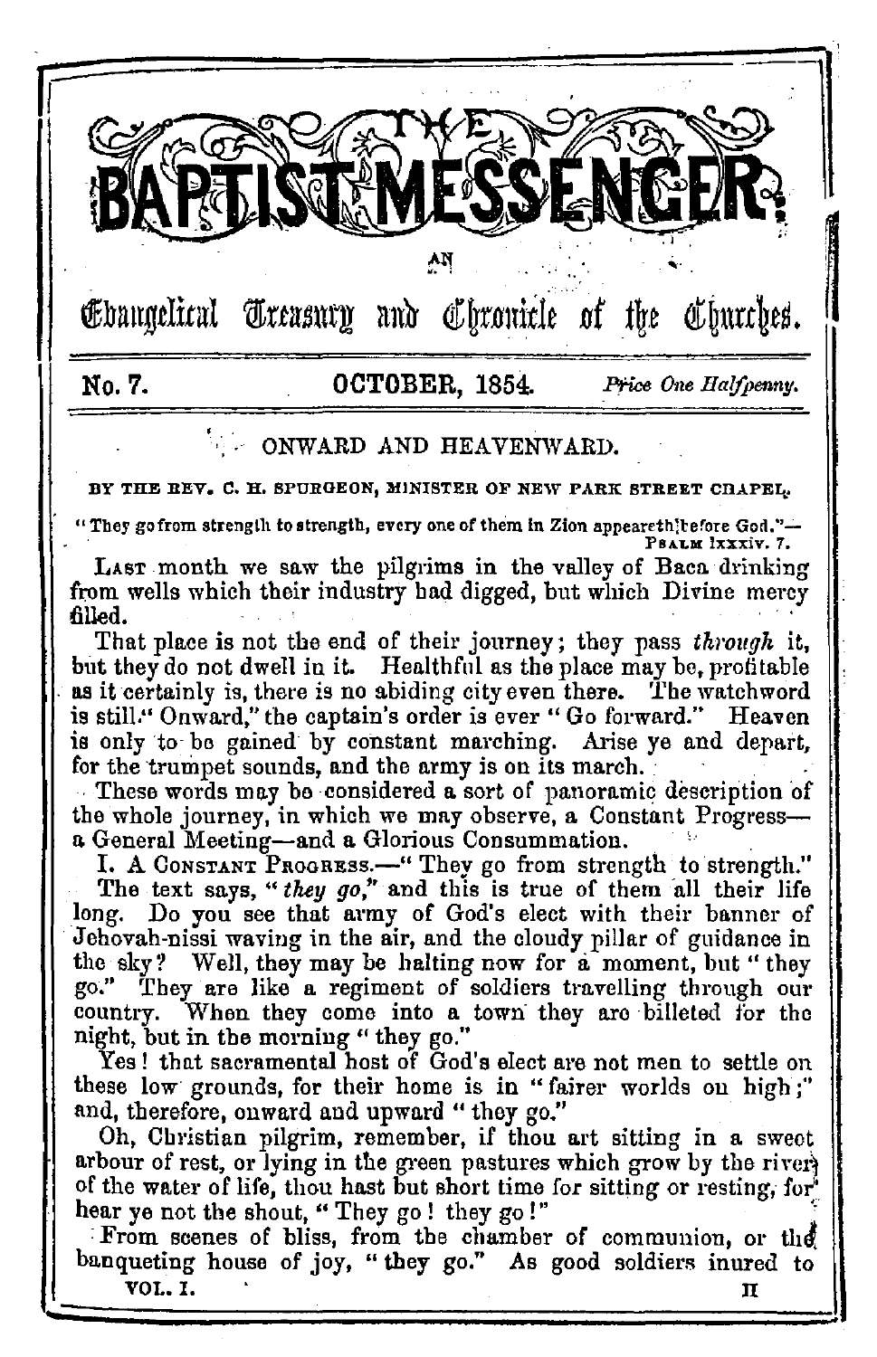# THE BAPTIST MESSENGER:

AN

Evangelical Treasury and Chronicle of the Churches.

No. 7. OCTOBER, 1854. *Price One Halfpenny.*

## ONWARD AND HEAVENWARD.

BY THE REV. C. H. SPURGEON, MINISTER OF NEW PARK STREET CHAPEL.

"They go from strength to strength, every one of them in Zion appeareth before God."—PSALM lxxxiv. 7.

LAST month we saw the pilgrims in the valley of Baca drinking from wells which their industry had digged, but which Divine mercy filled.

That place is not the end of their journey; they pass *through* it, but they do not dwell in it. Healthful as the place may be, profitable as it certainly is, there is no abiding city even there. The watchword is still "Onward," the captain's order is ever "Go forward." Heaven is only to be gained by constant marching. Arise ye and depart, for the trumpet sounds, and the army is on its march.

These words may be considered a sort of panoramic description of the whole journey, in which we may observe, a Constant Progress—a General Meeting—and a Glorious Consummation.

I. A CONSTANT PROGRESS.—"They go from strength to strength."

The text says, "*they go,*" and this is true of them all their life long. Do you see that army of God's elect with their banner of Jehovah-nissi waving in the air, and the cloudy pillar of guidance in the sky? Well, they may be halting now for a moment, but "they go." They are like a regiment of soldiers travelling through our country. When they come into a town they are billeted for the night, but in the morning "they go."

Yes! that sacramental host of God's elect are not men to settle on these low grounds, for their home is in "fairer worlds on high;" and, therefore, onward and upward "they go."

Oh, Christian pilgrim, remember, if thou art sitting in a sweet arbour of rest, or lying in the green pastures which grow by the river of the water of life, thou hast but short time for sitting or resting, for hear ye not the shout, "They go! they go!"

From scenes of bliss, from the chamber of communion, or the banqueting house of joy, "they go." As good soldiers inured to

VOL. I. H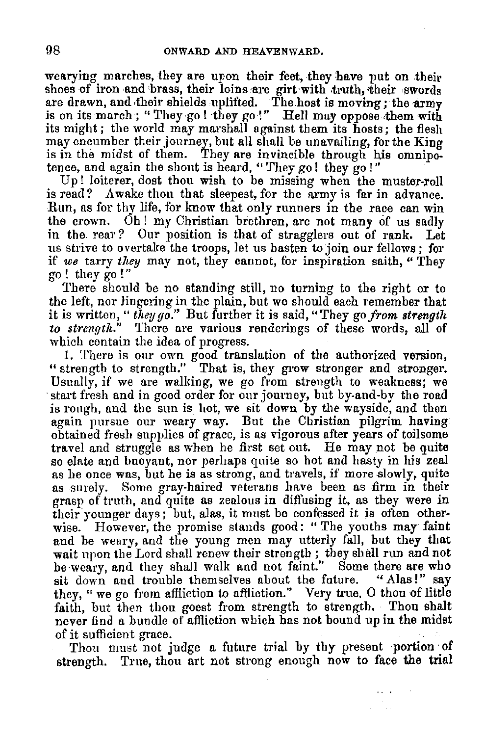wearying marches, they are upon their feet, they have put on their shoes of iron and brass, their loins are girt with truth, their swords are drawn, and their shields uplifted. The host is moving; the army is on its march; "They go! they go!" Hell may oppose them with its might; the world may marshall against them its hosts; the flesh may encumber their journey, but all shall be unavailing, for the King is in the midst of them. They are invincible through his omnipotence, and again the shout is heard, "They go! they go!"

Up! loiterer, dost thou wish to be missing when the muster-roll is read? Awake thou that sleepest, for the army is far in advance. Run, as for thy life, for know that only runners in the race can win the crown. Oh! my Christian brethren, are not many of us sadly in the rear? Our position is that of stragglers out of rank. Let us strive to overtake the troops, let us hasten to join our fellows; for if *we* tarry *they* may not, they cannot, for inspiration saith, "They go! they go!"

There should be no standing still, no turning to the right or to the left, nor lingering in the plain, but we should each remember that it is written, "*they go.*" But further it is said, "They go *from strength to strength.*" There are various renderings of these words, all of which contain the idea of progress.

1. There is our own good translation of the authorized version, "strength to strength." That is, they grow stronger and stronger. Usually, if we are walking, we go from strength to weakness; we start fresh and in good order for our journey, but by-and-by the road is rough, and the sun is hot, we sit down by the wayside, and then again pursue our weary way. But the Christian pilgrim having obtained fresh supplies of grace, is as vigorous after years of toilsome travel and struggle as when he first set out. He may not be quite so elate and buoyant, nor perhaps quite so hot and hasty in his zeal as he once was, but he is as strong, and travels, if more slowly, quite as surely. Some gray-haired veterans have been as firm in their grasp of truth, and quite as zealous in diffusing it, as they were in their younger days; but, alas, it must be confessed it is often otherwise. However, the promise stands good: "The youths may faint and be weary, and the young men may utterly fall, but they that wait upon the Lord shall renew their strength; they shall run and not be weary, and they shall walk and not faint." Some there are who sit down and trouble themselves about the future. "Alas!" say they, "we go from affliction to affliction." Very true, O thou of little faith, but then thou goest from strength to strength. Thou shalt never find a bundle of affliction which has not bound up in the midst of it sufficient grace.

Thou must not judge a future trial by thy present portion of strength. True, thou art not strong enough now to face the trial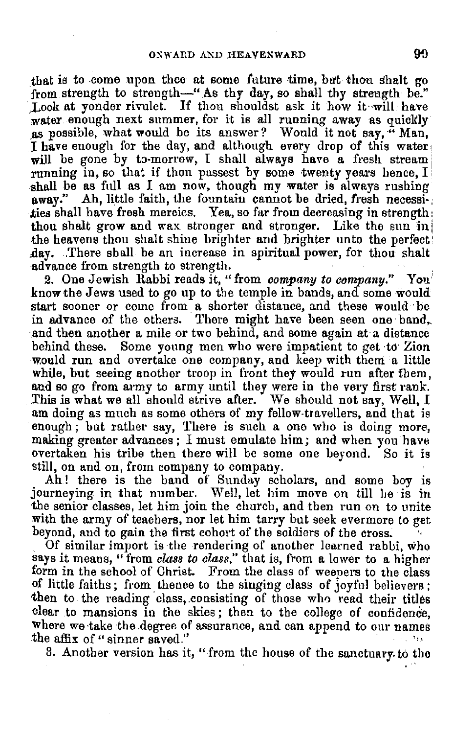that is to come upon thee at some future time, but thou shalt go from strength to strength—"As thy day, so shall thy strength be." Look at yonder rivulet. If thou shouldst ask it how it will have water enough next summer, for it is all running away as quickly as possible, what would be its answer? Would it not say, "Man, I have enough for the day, and although every drop of this water will be gone by to-morrow, I shall always have a fresh stream running in, so that if thou passest by some twenty years hence, I shall be as full as I am now, though my water is always rushing away." Ah, little faith, the fountain cannot be dried, fresh necessities shall have fresh mercies. Yea, so far from decreasing in strength thou shalt grow and wax stronger and stronger. Like the sun in the heavens thou shalt shine brighter and brighter unto the perfect day. There shall be an increase in spiritual power, for thou shalt advance from strength to strength.

2. One Jewish Rabbi reads it, "from *company to company*." You know the Jews used to go up to the temple in bands, and some would start sooner or come from a shorter distance, and these would be in advance of the others. There might have been seen one band, and then another a mile or two behind, and some again at a distance behind these. Some young men who were impatient to get to Zion would run and overtake one company, and keep with them a little while, but seeing another troop in front they would run after them, and so go from army to army until they were in the very first rank. This is what we all should strive after. We should not say, Well, I am doing as much as some others of my fellow-travellers, and that is enough; but rather say, There is such a one who is doing more, making greater advances; I must emulate him; and when you have overtaken his tribe then there will be some one beyond. So it is still, on and on, from company to company.

Ah! there is the band of Sunday scholars, and some boy is journeying in that number. Well, let him move on till he is in the senior classes, let him join the church, and then run on to unite with the army of teachers, nor let him tarry but seek evermore to get beyond, and to gain the first cohort of the soldiers of the cross.

Of similar import is the rendering of another learned rabbi, who says it means, "from *class to class*," that is, from a lower to a higher form in the school of Christ. From the class of weepers to the class of little faiths; from thence to the singing class of joyful believers; then to the reading class, consisting of those who read their titles clear to mansions in the skies; then to the college of confidence, where we take the degree of assurance, and can append to our names the affix of "sinner saved."

3. Another version has it, "from the house of the sanctuary to the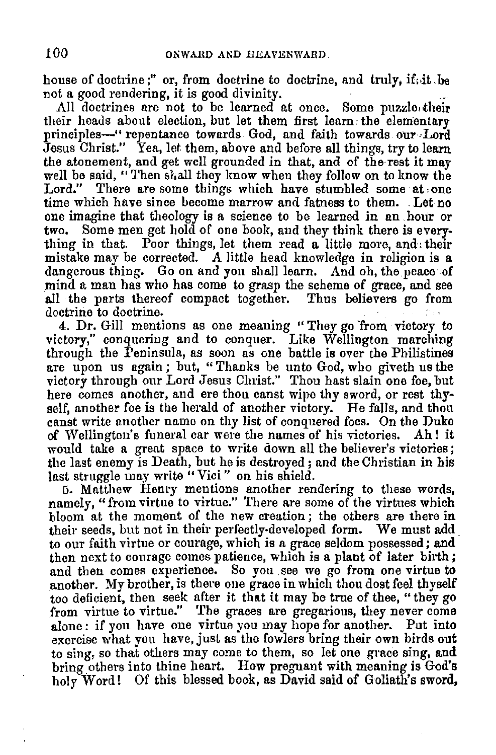house of doctrine;" or, from doctrine to doctrine, and truly, if it be not a good rendering, it is good divinity.

All doctrines are not to be learned at once. Some puzzle their heads about election, but let them first learn the elementary principles—"repentance towards God, and faith towards our Lord Jesus Christ." Yea, let them, above and before all things, try to learn the atonement, and get well grounded in that, and of the rest it may well be said, "Then shall they know when they follow on to know the Lord." There are some things which have stumbled some at one time which have since become marrow and fatness to them. Let no one imagine that theology is a science to be learned in an hour or two. Some men get hold of one book, and they think there is everything in that. Poor things, let them read a little more, and their mistake may be corrected. A little head knowledge in religion is a dangerous thing. Go on and you shall learn. And oh, the peace of mind a man has who has come to grasp the scheme of grace, and see all the parts thereof compact together. Thus believers go from doctrine to doctrine.

4. Dr. Gill mentions as one meaning "They go from victory to victory," conquering and to conquer. Like Wellington marching through the Peninsula, as soon as one battle is over the Philistines are upon us again; but, "Thanks be unto God, who giveth us the victory through our Lord Jesus Christ." Thou hast slain one foe, but here comes another, and ere thou canst wipe thy sword, or rest thyself, another foe is the herald of another victory. He falls, and thou canst write another name on thy list of conquered foes. On the Duke of Wellington's funeral car were the names of his victories. Ah! it would take a great space to write down all the believer's victories; the last enemy is Death, but he is destroyed; and the Christian in his last struggle may write "Vici" on his shield.

5. Matthew Henry mentions another rendering to these words, namely, "from virtue to virtue." There are some of the virtues which bloom at the moment of the new creation; the others are there in their seeds, but not in their perfectly-developed form. We must add to our faith virtue or courage, which is a grace seldom possessed; and then next to courage comes patience, which is a plant of later birth; and then comes experience. So you see we go from one virtue to another. My brother, is there one grace in which thou dost feel thyself too deficient, then seek after it that it may be true of thee, "they go from virtue to virtue." The graces are gregarious, they never come alone: if you have one virtue you may hope for another. Put into exercise what you have, just as the fowlers bring their own birds out to sing, so that others may come to them, so let one grace sing, and bring others into thine heart. How pregnant with meaning is God's holy Word! Of this blessed book, as David said of Goliath's sword,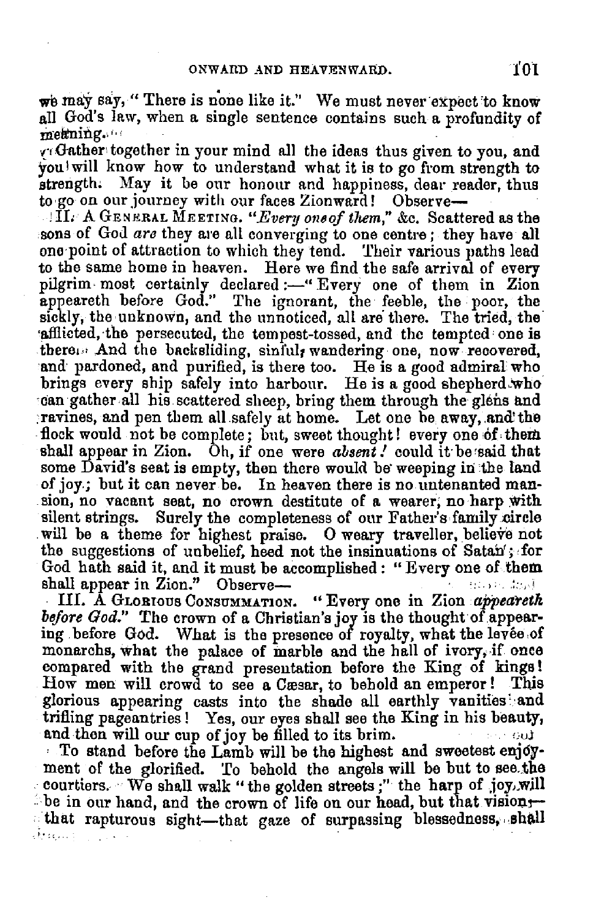we may say, "There is none like it." We must never expect to know all God's law, when a single sentence contains such a profundity of meaning.

Gather together in your mind all the ideas thus given to you, and you will know how to understand what it is to go from strength to strength. May it be our honour and happiness, dear reader, thus to go on our journey with our faces Zionward! Observe—

II. A General Meeting. "*Every one of them*," &c. Scattered as the sons of God *are* they are all converging to one centre; they have all one point of attraction to which they tend. Their various paths lead to the same home in heaven. Here we find the safe arrival of every pilgrim most certainly declared:—"Every one of them in Zion appeareth before God." The ignorant, the feeble, the poor, the sickly, the unknown, and the unnoticed, all are there. The tried, the afflicted, the persecuted, the tempest-tossed, and the tempted one is there. And the backsliding, sinful, wandering one, now recovered, and pardoned, and purified, is there too. He is a good admiral who brings every ship safely into harbour. He is a good shepherd who can gather all his scattered sheep, bring them through the glens and ravines, and pen them all safely at home. Let one be away, and the flock would not be complete; but, sweet thought! every one of them shall appear in Zion. Oh, if one were *absent!* could it be said that some David's seat is empty, then there would be weeping in the land of joy; but it can never be. In heaven there is no untenanted mansion, no vacant seat, no crown destitute of a wearer, no harp with silent strings. Surely the completeness of our Father's family circle will be a theme for highest praise. O weary traveller, believe not the suggestions of unbelief, heed not the insinuations of Satan; for God hath said it, and it must be accomplished: "Every one of them shall appear in Zion." Observe—

III. A Glorious Consummation. "Every one in Zion *appeareth before God.*" The crown of a Christian's joy is the thought of appearing before God. What is the presence of royalty, what the levée of monarchs, what the palace of marble and the hall of ivory, if once compared with the grand presentation before the King of kings! How men will crowd to see a Cæsar, to behold an emperor! This glorious appearing casts into the shade all earthly vanities and trifling pageantries! Yes, our eyes shall see the King in his beauty, and then will our cup of joy be filled to its brim.

To stand before the Lamb will be the highest and sweetest enjoyment of the glorified. To behold the angels will be but to see the courtiers. We shall walk "the golden streets;" the harp of joy will be in our hand, and the crown of life on our head, but that vision—that rapturous sight—that gaze of surpassing blessedness, shall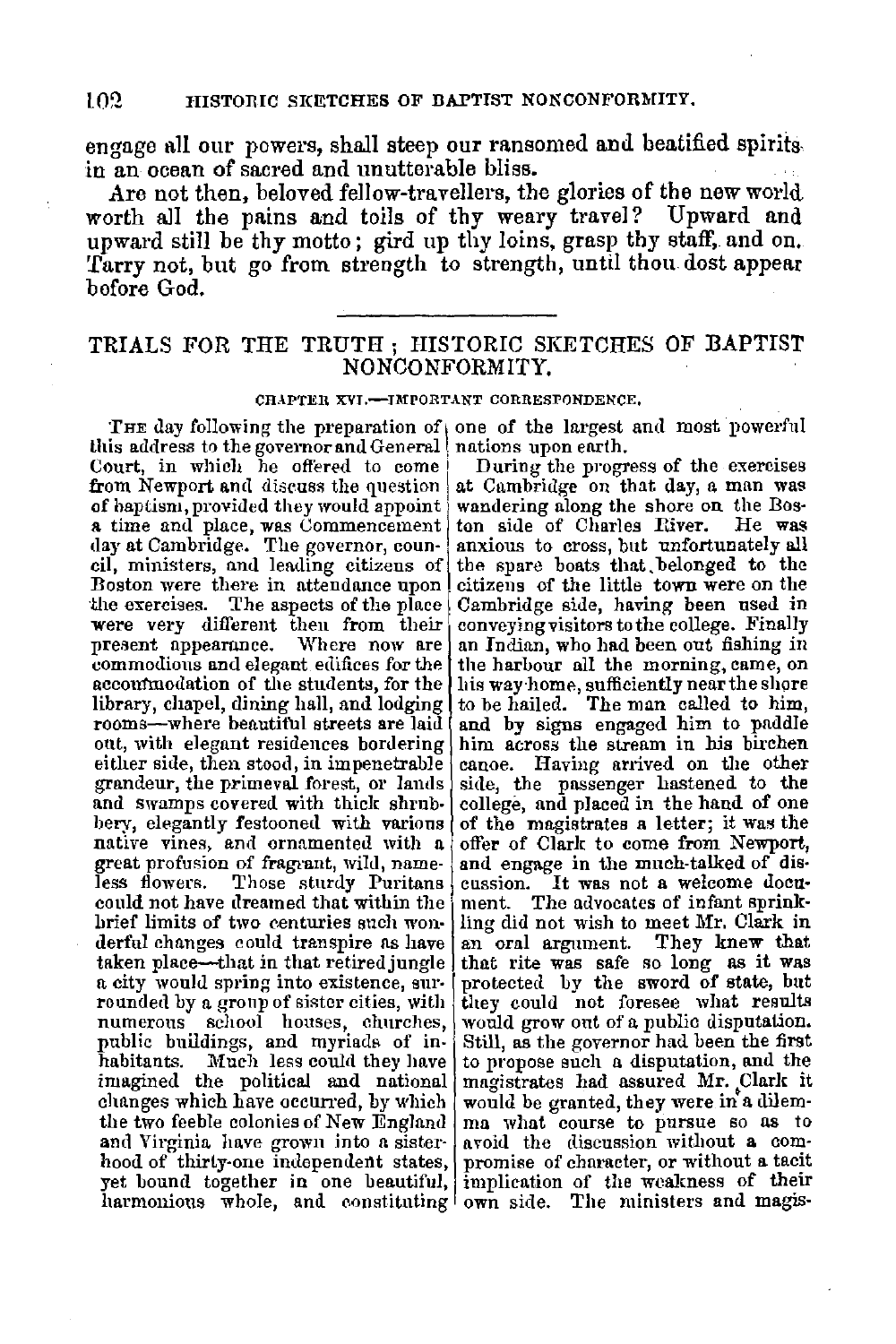engage all our powers, shall steep our ransomed and beatified spirits in an ocean of sacred and unutterable bliss.

Are not then, beloved fellow-travellers, the glories of the new world worth all the pains and toils of thy weary travel? Upward and upward still be thy motto; gird up thy loins, grasp thy staff, and on. Tarry not, but go from strength to strength, until thou dost appear before God.

---

## TRIALS FOR THE TRUTH; HISTORIC SKETCHES OF BAPTIST NONCONFORMITY.

### CHAPTER XVI.—IMPORTANT CORRESPONDENCE.

THE day following the preparation of this address to the governor and General Court, in which he offered to come from Newport and discuss the question of baptism, provided they would appoint a time and place, was Commencement day at Cambridge. The governor, council, ministers, and leading citizens of Boston were there in attendance upon the exercises. The aspects of the place were very different then from their present appearance. Where now are commodious and elegant edifices for the accommodation of the students, for the library, chapel, dining hall, and lodging rooms—where beautiful streets are laid out, with elegant residences bordering either side, then stood, in impenetrable grandeur, the primeval forest, or lands and swamps covered with thick shrubbery, elegantly festooned with various native vines, and ornamented with a great profusion of fragrant, wild, nameless flowers. Those sturdy Puritans could not have dreamed that within the brief limits of two centuries such wonderful changes could transpire as have taken place—that in that retired jungle a city would spring into existence, surrounded by a group of sister cities, with numerous school houses, churches, public buildings, and myriads of inhabitants. Much less could they have imagined the political and national changes which have occurred, by which the two feeble colonies of New England and Virginia have grown into a sisterhood of thirty-one independent states, yet bound together in one beautiful, harmonious whole, and constituting one of the largest and most powerful nations upon earth.

During the progress of the exercises at Cambridge on that day, a man was wandering along the shore on the Boston side of Charles River. He was anxious to cross, but unfortunately all the spare boats that belonged to the citizens of the little town were on the Cambridge side, having been used in conveying visitors to the college. Finally an Indian, who had been out fishing in the harbour all the morning, came, on his way home, sufficiently near the shore to be hailed. The man called to him, and by signs engaged him to paddle him across the stream in his birchen canoe. Having arrived on the other side, the passenger hastened to the college, and placed in the hand of one of the magistrates a letter; it was the offer of Clark to come from Newport, and engage in the much-talked of discussion. It was not a welcome document. The advocates of infant sprinkling did not wish to meet Mr. Clark in an oral argument. They knew that that rite was safe so long as it was protected by the sword of state, but they could not foresee what results would grow out of a public disputation. Still, as the governor had been the first to propose such a disputation, and the magistrates had assured Mr. Clark it would be granted, they were in a dilemma what course to pursue so as to avoid the discussion without a compromise of character, or without a tacit implication of the weakness of their own side. The ministers and magis-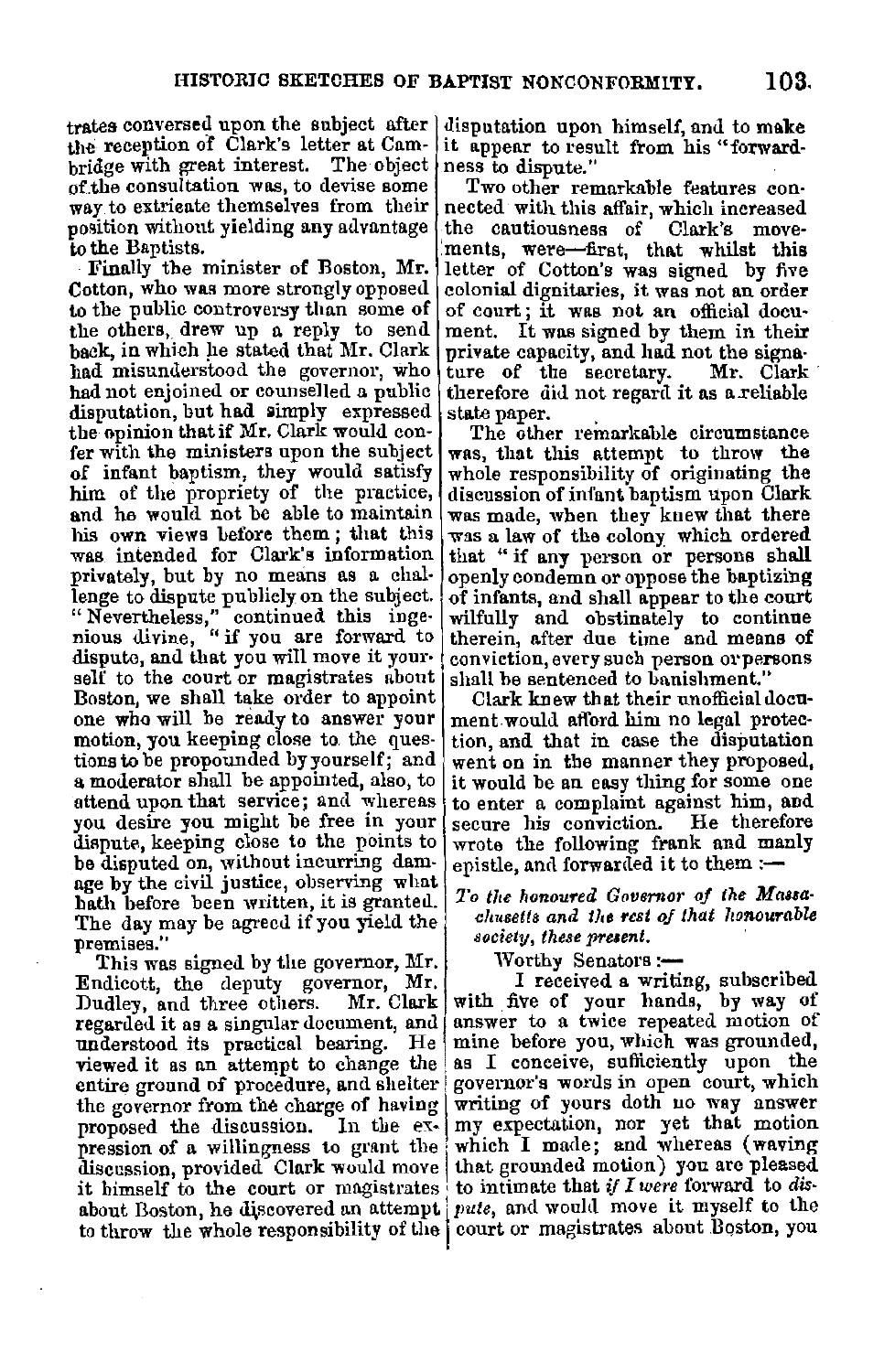trates conversed upon the subject after the reception of Clark's letter at Cambridge with great interest. The object of the consultation was, to devise some way to extricate themselves from their position without yielding any advantage to the Baptists.

Finally the minister of Boston, Mr. Cotton, who was more strongly opposed to the public controversy than some of the others, drew up a reply to send back, in which he stated that Mr. Clark had misunderstood the governor, who had not enjoined or counselled a public disputation, but had simply expressed the opinion that if Mr. Clark would confer with the ministers upon the subject of infant baptism, they would satisfy him of the propriety of the practice, and he would not be able to maintain his own views before them; that this was intended for Clark's information privately, but by no means as a challenge to dispute publicly on the subject. "Nevertheless," continued this ingenious divine, "if you are forward to dispute, and that you will move it yourself to the court or magistrates about Boston, we shall take order to appoint one who will be ready to answer your motion, you keeping close to the questions to be propounded by yourself; and a moderator shall be appointed, also, to attend upon that service; and whereas you desire you might be free in your dispute, keeping close to the points to be disputed on, without incurring damage by the civil justice, observing what hath before been written, it is granted. The day may be agreed if you yield the premises."

This was signed by the governor, Mr. Endicott, the deputy governor, Mr. Dudley, and three others. Mr. Clark regarded it as a singular document, and understood its practical bearing. He viewed it as an attempt to change the entire ground of procedure, and shelter the governor from the charge of having proposed the discussion. In the expression of a willingness to grant the discussion, provided Clark would move it himself to the court or magistrates about Boston, he discovered an attempt to throw the whole responsibility of the disputation upon himself, and to make it appear to result from his "forwardness to dispute."

Two other remarkable features connected with this affair, which increased the cautiousness of Clark's movements, were—first, that whilst this letter of Cotton's was signed by five colonial dignitaries, it was not an order of court; it was not an official document. It was signed by them in their private capacity, and had not the signature of the secretary. Mr. Clark therefore did not regard it as a reliable state paper.

The other remarkable circumstance was, that this attempt to throw the whole responsibility of originating the discussion of infant baptism upon Clark was made, when they knew that there was a law of the colony which ordered that "if any person or persons shall openly condemn or oppose the baptizing of infants, and shall appear to the court wilfully and obstinately to continue therein, after due time and means of conviction, every such person or persons shall be sentenced to banishment."

Clark knew that their unofficial document would afford him no legal protection, and that in case the disputation went on in the manner they proposed, it would be an easy thing for some one to enter a complaint against him, and secure his conviction. He therefore wrote the following frank and manly epistle, and forwarded it to them:—

*To the honoured Governor of the Massachusetts and the rest of that honourable society, these present.*

Worthy Senators:—

I received a writing, subscribed with five of your hands, by way of answer to a twice repeated motion of mine before you, which was grounded, as I conceive, sufficiently upon the governor's words in open court, which writing of yours doth no way answer my expectation, nor yet that motion which I made; and whereas (waving that grounded motion) you are pleased to intimate that *if I were* forward to *dispute*, and would move it myself to the court or magistrates about Boston, you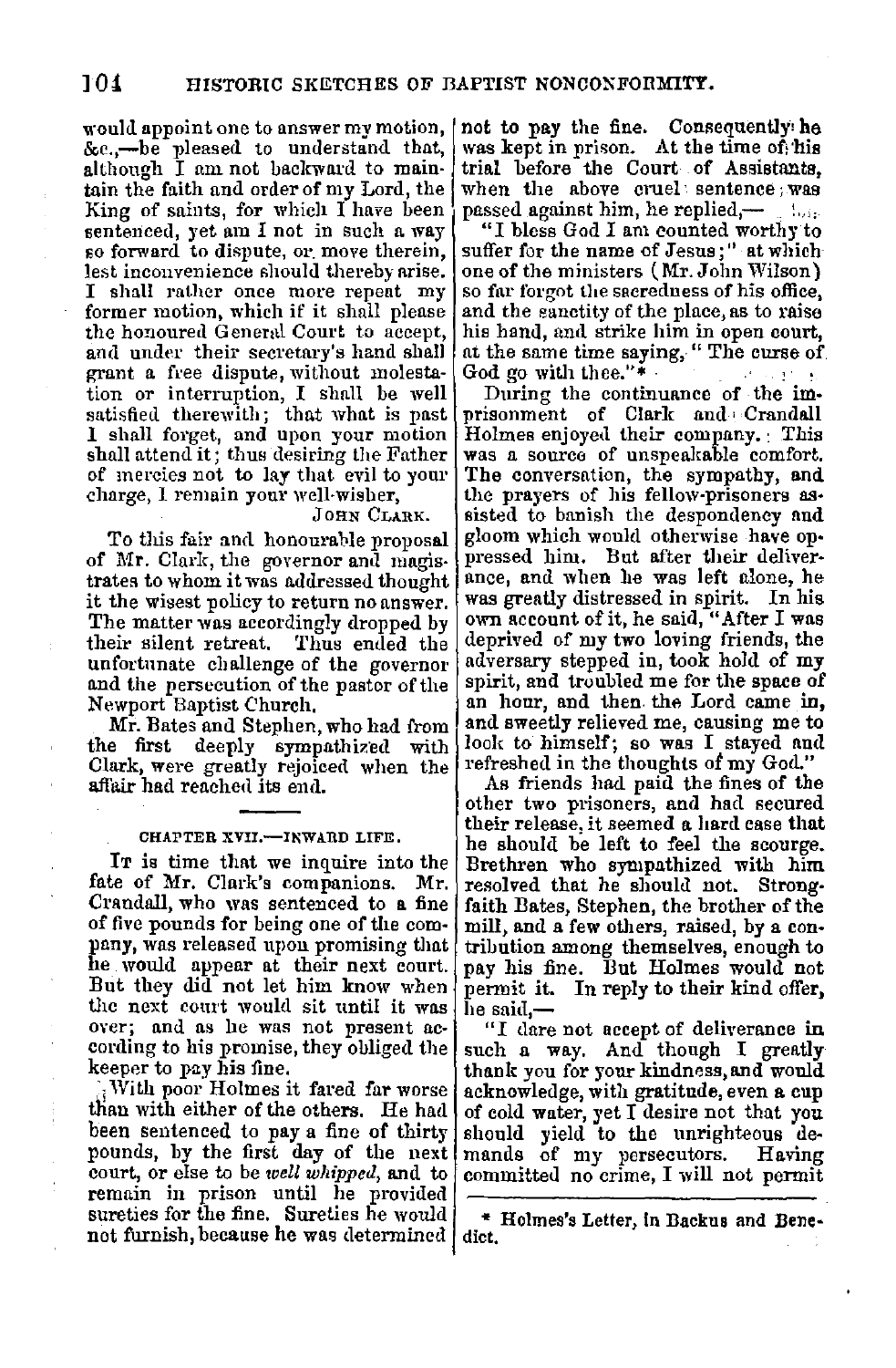would appoint one to answer my motion, &c.,—be pleased to understand that, although I am not backward to maintain the faith and order of my Lord, the King of saints, for which I have been sentenced, yet am I not in such a way so forward to dispute, or move therein, lest inconvenience should thereby arise. I shall rather once more repeat my former motion, which if it shall please the honoured General Court to accept, and under their secretary's hand shall grant a free dispute, without molestation or interruption, I shall be well satisfied therewith; that what is past I shall forget, and upon your motion shall attend it; thus desiring the Father of mercies not to lay that evil to your charge, I remain your well-wisher,

JOHN CLARK.

To this fair and honourable proposal of Mr. Clark, the governor and magistrates to whom it was addressed thought it the wisest policy to return no answer. The matter was accordingly dropped by their silent retreat. Thus ended the unfortunate challenge of the governor and the persecution of the pastor of the Newport Baptist Church.

Mr. Bates and Stephen, who had from the first deeply sympathized with Clark, were greatly rejoiced when the affair had reached its end.

---

### CHAPTER XVII.—INWARD LIFE.

It is time that we inquire into the fate of Mr. Clark's companions. Mr. Crandall, who was sentenced to a fine of five pounds for being one of the company, was released upon promising that he would appear at their next court. But they did not let him know when the next court would sit until it was over; and as he was not present according to his promise, they obliged the keeper to pay his fine.

With poor Holmes it fared far worse than with either of the others. He had been sentenced to pay a fine of thirty pounds, by the first day of the next court, or else to be *well whipped*, and to remain in prison until he provided sureties for the fine. Sureties he would not furnish, because he was determined not to pay the fine. Consequently he was kept in prison. At the time of his trial before the Court of Assistants, when the above cruel sentence was passed against him, he replied,—

"I bless God I am counted worthy to suffer for the name of Jesus;" at which one of the ministers (Mr. John Wilson) so far forgot the sacredness of his office, and the sanctity of the place, as to raise his hand, and strike him in open court, at the same time saying, "The curse of God go with thee."*

During the continuance of the imprisonment of Clark and Crandall Holmes enjoyed their company. This was a source of unspeakable comfort. The conversation, the sympathy, and the prayers of his fellow-prisoners assisted to banish the despondency and gloom which would otherwise have oppressed him. But after their deliverance, and when he was left alone, he was greatly distressed in spirit. In his own account of it, he said, "After I was deprived of my two loving friends, the adversary stepped in, took hold of my spirit, and troubled me for the space of an hour, and then the Lord came in, and sweetly relieved me, causing me to look to himself; so was I stayed and refreshed in the thoughts of my God."

As friends had paid the fines of the other two prisoners, and had secured their release, it seemed a hard case that he should be left to feel the scourge. Brethren who sympathized with him resolved that he should not. Strongfaith Bates, Stephen, the brother of the mill, and a few others, raised, by a contribution among themselves, enough to pay his fine. But Holmes would not permit it. In reply to their kind offer, he said,—

"I dare not accept of deliverance in such a way. And though I greatly thank you for your kindness, and would acknowledge, with gratitude, even a cup of cold water, yet I desire not that you should yield to the unrighteous demands of my persecutors. Having committed no crime, I will not permit

---

\* Holmes's Letter, in Backus and Benedict.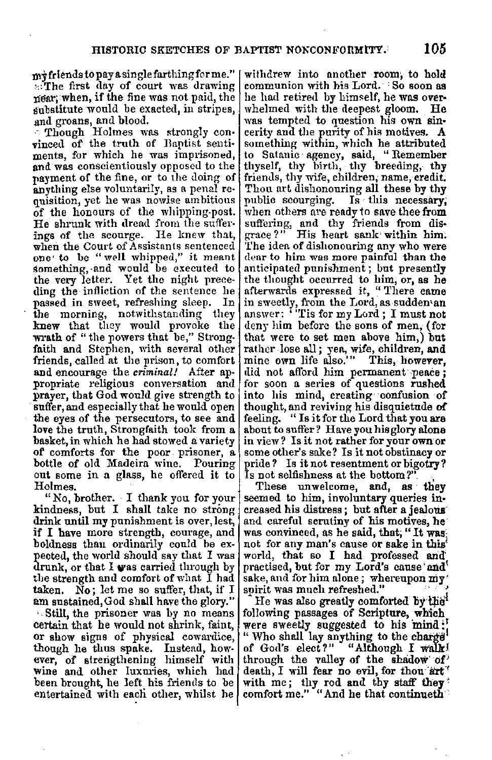my friends to pay a single farthing for me."

The first day of court was drawing near; when, if the fine was not paid, the substitute would be exacted, in stripes, and groans, and blood.

Though Holmes was strongly convinced of the truth of Baptist sentiments, for which he was imprisoned, and was conscientiously opposed to the payment of the fine, or to the doing of anything else voluntarily, as a penal requisition, yet he was nowise ambitious of the honours of the whipping-post. He shrunk with dread from the sufferings of the scourge. He knew that, when the Court of Assistants sentenced one to be "well whipped," it meant something, and would be executed to the very letter. Yet the night preceding the infliction of the sentence he passed in sweet, refreshing sleep. In the morning, notwithstanding they knew that they would provoke the wrath of "the powers that be," Strongfaith and Stephen, with several other friends, called at the prison, to comfort and encourage the *criminal!* After appropriate religious conversation and prayer, that God would give strength to suffer, and especially that he would open the eyes of the persecutors, to see and love the truth, Strongfaith took from a basket, in which he had stowed a variety of comforts for the poor prisoner, a bottle of old Madeira wine. Pouring out some in a glass, he offered it to Holmes.

"No, brother. I thank you for your kindness, but I shall take no strong drink until my punishment is over, lest, if I have more strength, courage, and boldness than ordinarily could be expected, the world should say that I was drunk, or that I was carried through by the strength and comfort of what I had taken. No; let me so suffer, that, if I am sustained, God shall have the glory."

Still, the prisoner was by no means certain that he would not shrink, faint, or show signs of physical cowardice, though he thus spake. Instead, however, of strengthening himself with wine and other luxuries, which had been brought, he left his friends to be entertained with each other, whilst he withdrew into another room, to hold communion with his Lord. So soon as he had retired by himself, he was overwhelmed with the deepest gloom. He was tempted to question his own sincerity and the purity of his motives. A something within, which he attributed to Satanic agency, said, "Remember thyself, thy birth, thy breeding, thy friends, thy wife, children, name, credit. Thou art dishonouring all these by thy public scourging. Is this necessary, when others are ready to save thee from suffering, and thy friends from disgrace?" His heart sank within him. The idea of dishonouring any who were dear to him was more painful than the anticipated punishment; but presently the thought occurred to him, or, as he afterwards expressed it, "There came in sweetly, from the Lord, as sudden an answer: 'Tis for my Lord; I must not deny him before the sons of men, (for that were to set men above him,) but rather lose all; yea, wife, children, and mine own life also.'" This, however, did not afford him permanent peace; for soon a series of questions rushed into his mind, creating confusion of thought, and reviving his disquietude of feeling. "Is it for the Lord that you are about to suffer? Have you his glory alone in view? Is it not rather for your own or some other's sake? Is it not obstinacy or pride? Is it not resentment or bigotry? Is not selfishness at the bottom?"

These unwelcome, and, as they seemed to him, involuntary queries increased his distress; but after a jealous and careful scrutiny of his motives, he was convinced, as he said, that, "It was not for any man's cause or sake in this world, that so I had professed and practised, but for my Lord's cause and sake, and for him alone; whereupon my spirit was much refreshed."

He was also greatly comforted by the following passages of Scripture, which were sweetly suggested to his mind: "Who shall lay anything to the charge of God's elect?" "Although I walk through the valley of the shadow of death, I will fear no evil, for thou art with me; thy rod and thy staff they comfort me." "And he that continueth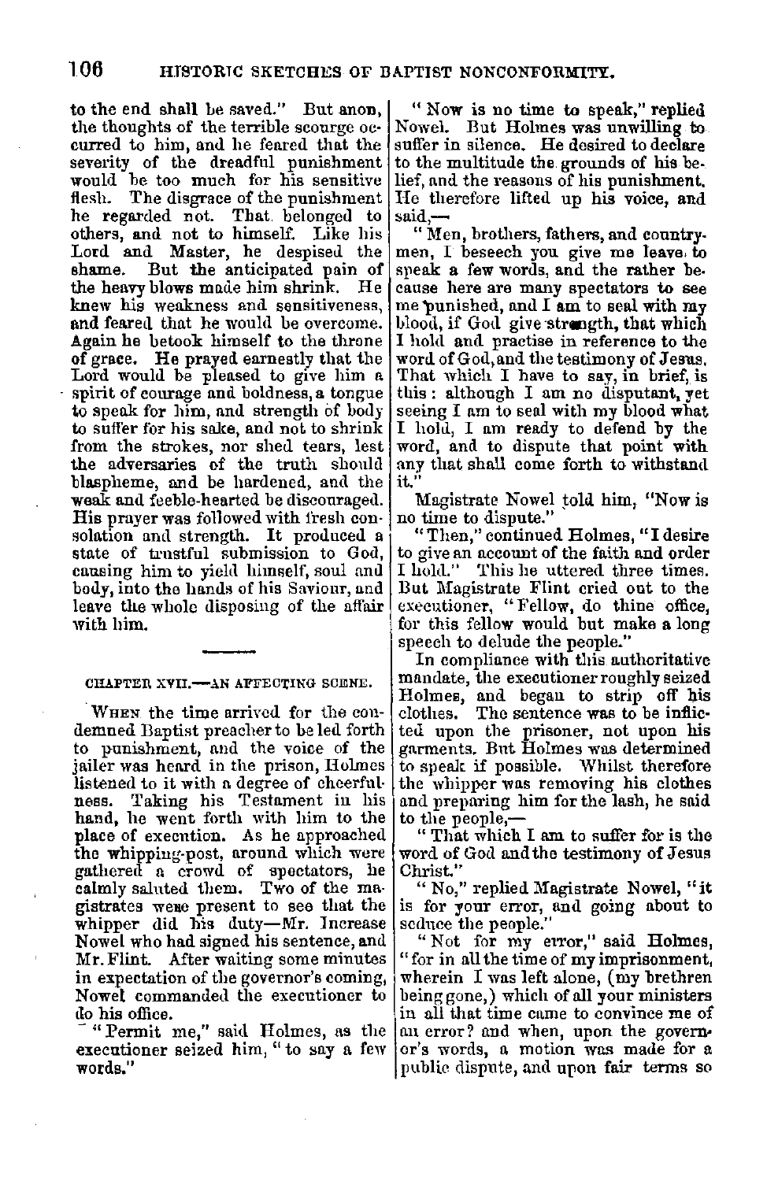to the end shall be saved." But anon, the thoughts of the terrible scourge occurred to him, and he feared that the severity of the dreadful punishment would be too much for his sensitive flesh. The disgrace of the punishment he regarded not. That belonged to others, and not to himself. Like his Lord and Master, he despised the shame. But the anticipated pain of the heavy blows made him shrink. He knew his weakness and sensitiveness, and feared that he would be overcome. Again he betook himself to the throne of grace. He prayed earnestly that the Lord would be pleased to give him a spirit of courage and boldness, a tongue to speak for him, and strength of body to suffer for his sake, and not to shrink from the strokes, nor shed tears, lest the adversaries of the truth should blaspheme, and be hardened, and the weak and feeble-hearted be discouraged. His prayer was followed with fresh consolation and strength. It produced a state of trustful submission to God, causing him to yield himself, soul and body, into the hands of his Saviour, and leave the whole disposing of the affair with him.

## CHAPTER XVII.—AN AFFECTING SCENE.

When the time arrived for the condemned Baptist preacher to be led forth to punishment, and the voice of the jailer was heard in the prison, Holmes listened to it with a degree of cheerfulness. Taking his Testament in his hand, he went forth with him to the place of execution. As he approached the whipping-post, around which were gathered a crowd of spectators, he calmly saluted them. Two of the magistrates were present to see that the whipper did his duty—Mr. Increase Nowel who had signed his sentence, and Mr. Flint. After waiting some minutes in expectation of the governor's coming, Nowel commanded the executioner to do his office.

"Permit me," said Holmes, as the executioner seized him, "to say a few words."

"Now is no time to speak," replied Nowel. But Holmes was unwilling to suffer in silence. He desired to declare to the multitude the grounds of his belief, and the reasons of his punishment. He therefore lifted up his voice, and said,—

"Men, brothers, fathers, and countrymen, I beseech you give me leave to speak a few words, and the rather because here are many spectators to see me punished, and I am to seal with my blood, if God give strength, that which I hold and practise in reference to the word of God, and the testimony of Jesus. That which I have to say, in brief, is this: although I am no disputant, yet seeing I am to seal with my blood what I hold, I am ready to defend by the word, and to dispute that point with any that shall come forth to withstand it."

Magistrate Nowel told him, "Now is no time to dispute."

"Then," continued Holmes, "I desire to give an account of the faith and order I hold." This he uttered three times. But Magistrate Flint cried out to the executioner, "Fellow, do thine office, for this fellow would but make a long speech to delude the people."

In compliance with this authoritative mandate, the executioner roughly seized Holmes, and began to strip off his clothes. The sentence was to be inflicted upon the prisoner, not upon his garments. But Holmes was determined to speak if possible. Whilst therefore the whipper was removing his clothes and preparing him for the lash, he said to the people,—

"That which I am to suffer for is the word of God and the testimony of Jesus Christ."

"No," replied Magistrate Nowel, "it is for your error, and going about to seduce the people."

"Not for my error," said Holmes, "for in all the time of my imprisonment, wherein I was left alone, (my brethren being gone,) which of all your ministers in all that time came to convince me of an error? and when, upon the governor's words, a motion was made for a public dispute, and upon fair terms so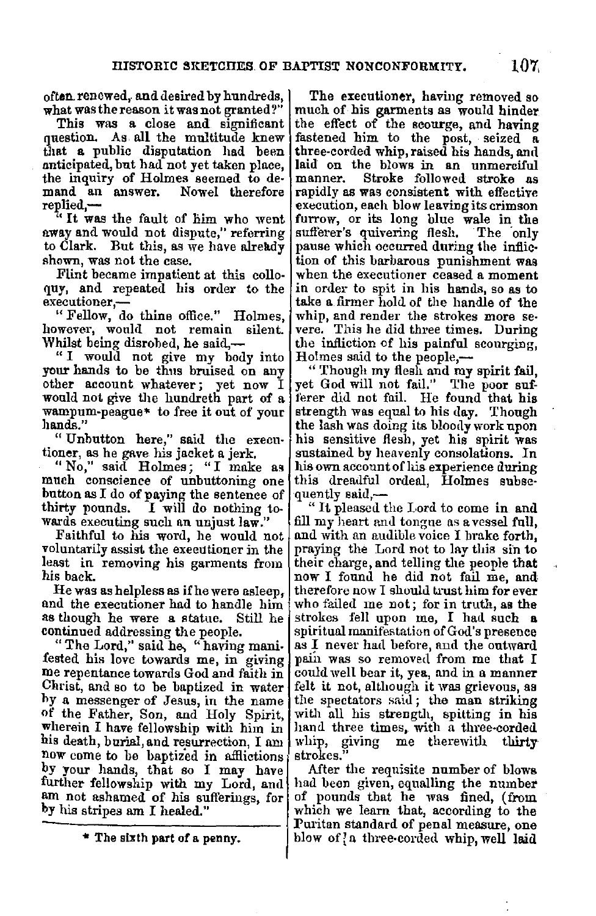often renewed, and desired by hundreds, what was the reason it was not granted?"

This was a close and significant question. As all the multitude knew that a public disputation had been anticipated, but had not yet taken place, the inquiry of Holmes seemed to demand an answer. Nowel therefore replied,—

"It was the fault of him who went away and would not dispute," referring to Clark. But this, as we have already shown, was not the case.

Flint became impatient at this colloquy, and repeated his order to the executioner,—

"Fellow, do thine office." Holmes, however, would not remain silent. Whilst being disrobed, he said,—

"I would not give my body into your hands to be thus bruised on any other account whatever; yet now I would not give the hundreth part of a wampum-peague* to free it out of your hands."

"Unbutton here," said the executioner, as he gave his jacket a jerk.

"No," said Holmes; "I make as much conscience of unbuttoning one button as I do of paying the sentence of thirty pounds. I will do nothing towards executing such an unjust law."

Faithful to his word, he would not voluntarily assist the executioner in the least in removing his garments from his back.

He was as helpless as if he were asleep, and the executioner had to handle him as though he were a statue. Still he continued addressing the people.

"The Lord," said he, "having manifested his love towards me, in giving me repentance towards God and faith in Christ, and so to be baptized in water by a messenger of Jesus, in the name of the Father, Son, and Holy Spirit, wherein I have fellowship with him in his death, burial, and resurrection, I am now come to be baptized in afflictions by your hands, that so I may have further fellowship with my Lord, and am not ashamed of his sufferings, for by his stripes am I healed."

The executioner, having removed so much of his garments as would hinder the effect of the scourge, and having fastened him to the post, seized a three-corded whip, raised his hands, and laid on the blows in an unmerciful manner. Stroke followed stroke as rapidly as was consistent with effective execution, each blow leaving its crimson furrow, or its long blue wale in the sufferer's quivering flesh. The only pause which occurred during the infliction of this barbarous punishment was when the executioner ceased a moment in order to spit in his hands, so as to take a firmer hold of the handle of the whip, and render the strokes more severe. This he did three times. During the infliction of his painful scourging, Holmes said to the people,—

"Though my flesh and my spirit fail, yet God will not fail." The poor sufferer did not fail. He found that his strength was equal to his day. Though the lash was doing its bloody work upon his sensitive flesh, yet his spirit was sustained by heavenly consolations. In his own account of his experience during this dreadful ordeal, Holmes subsequently said,—

"It pleased the Lord to come in and fill my heart and tongue as a vessel full, and with an audible voice I brake forth, praying the Lord not to lay this sin to their charge, and telling the people that now I found he did not fail me, and therefore now I should trust him for ever who failed me not; for in truth, as the strokes fell upon me, I had such a spiritual manifestation of God's presence as I never had before, and the outward pain was so removed from me that I could well bear it, yea, and in a manner felt it not, although it was grievous, as the spectators said; the man striking with all his strength, spitting in his hand three times, with a three-corded whip, giving me therewith thirty strokes."

After the requisite number of blows had been given, equalling the number of pounds that he was fined, (from which we learn that, according to the Puritan standard of penal measure, one blow of a three-corded whip, well laid

---

\* The sixth part of a penny.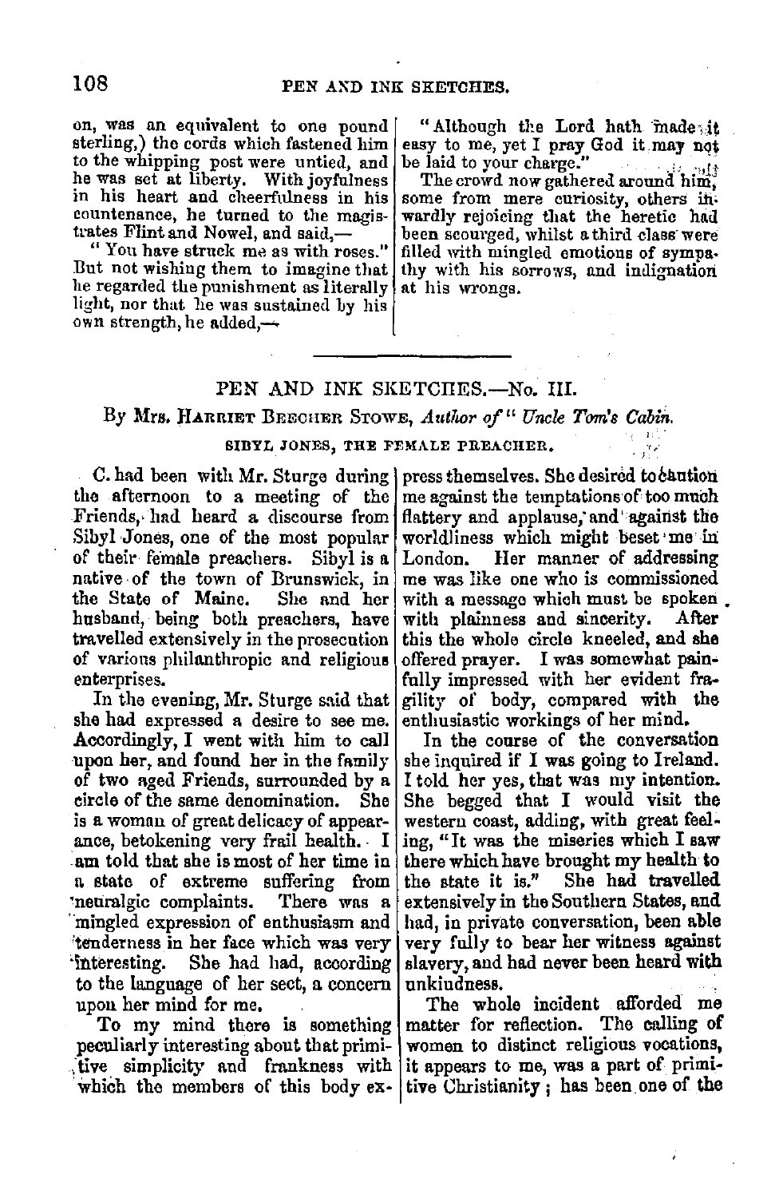on, was an equivalent to one pound sterling,) the cords which fastened him to the whipping post were untied, and he was set at liberty. With joyfulness in his heart and cheerfulness in his countenance, he turned to the magistrates Flint and Nowel, and said,—

"You have struck me as with roses." But not wishing them to imagine that he regarded the punishment as literally light, nor that he was sustained by his own strength, he added,—

"Although the Lord hath made it easy to me, yet I pray God it may not be laid to your charge."

The crowd now gathered around him, some from mere curiosity, others inwardly rejoicing that the heretic had been scourged, whilst a third class were filled with mingled emotions of sympathy with his sorrows, and indignation at his wrongs.

---

## PEN AND INK SKETCHES.—No. III.

### By Mrs. Harriet Beecher Stowe, *Author of "Uncle Tom's Cabin.*

#### SIBYL JONES, THE FEMALE PREACHER.

C. had been with Mr. Sturge during the afternoon to a meeting of the Friends, had heard a discourse from Sibyl Jones, one of the most popular of their female preachers. Sibyl is a native of the town of Brunswick, in the State of Maine. She and her husband, being both preachers, have travelled extensively in the prosecution of various philanthropic and religious enterprises.

In the evening, Mr. Sturge said that she had expressed a desire to see me. Accordingly, I went with him to call upon her, and found her in the family of two aged Friends, surrounded by a circle of the same denomination. She is a woman of great delicacy of appearance, betokening very frail health. I am told that she is most of her time in a state of extreme suffering from neuralgic complaints. There was a mingled expression of enthusiasm and tenderness in her face which was very interesting. She had had, according to the language of her sect, a concern upon her mind for me.

To my mind there is something peculiarly interesting about that primitive simplicity and frankness with which the members of this body express themselves. She desired to caution me against the temptations of too much flattery and applause, and against the worldliness which might beset me in London. Her manner of addressing me was like one who is commissioned with a message which must be spoken with plainness and sincerity. After this the whole circle kneeled, and she offered prayer. I was somewhat painfully impressed with her evident fragility of body, compared with the enthusiastic workings of her mind.

In the course of the conversation she inquired if I was going to Ireland. I told her yes, that was my intention. She begged that I would visit the western coast, adding, with great feeling, "It was the miseries which I saw there which have brought my health to the state it is." She had travelled extensively in the Southern States, and had, in private conversation, been able very fully to bear her witness against slavery, and had never been heard with unkindness.

The whole incident afforded me matter for reflection. The calling of women to distinct religious vocations, it appears to me, was a part of primitive Christianity; has been one of the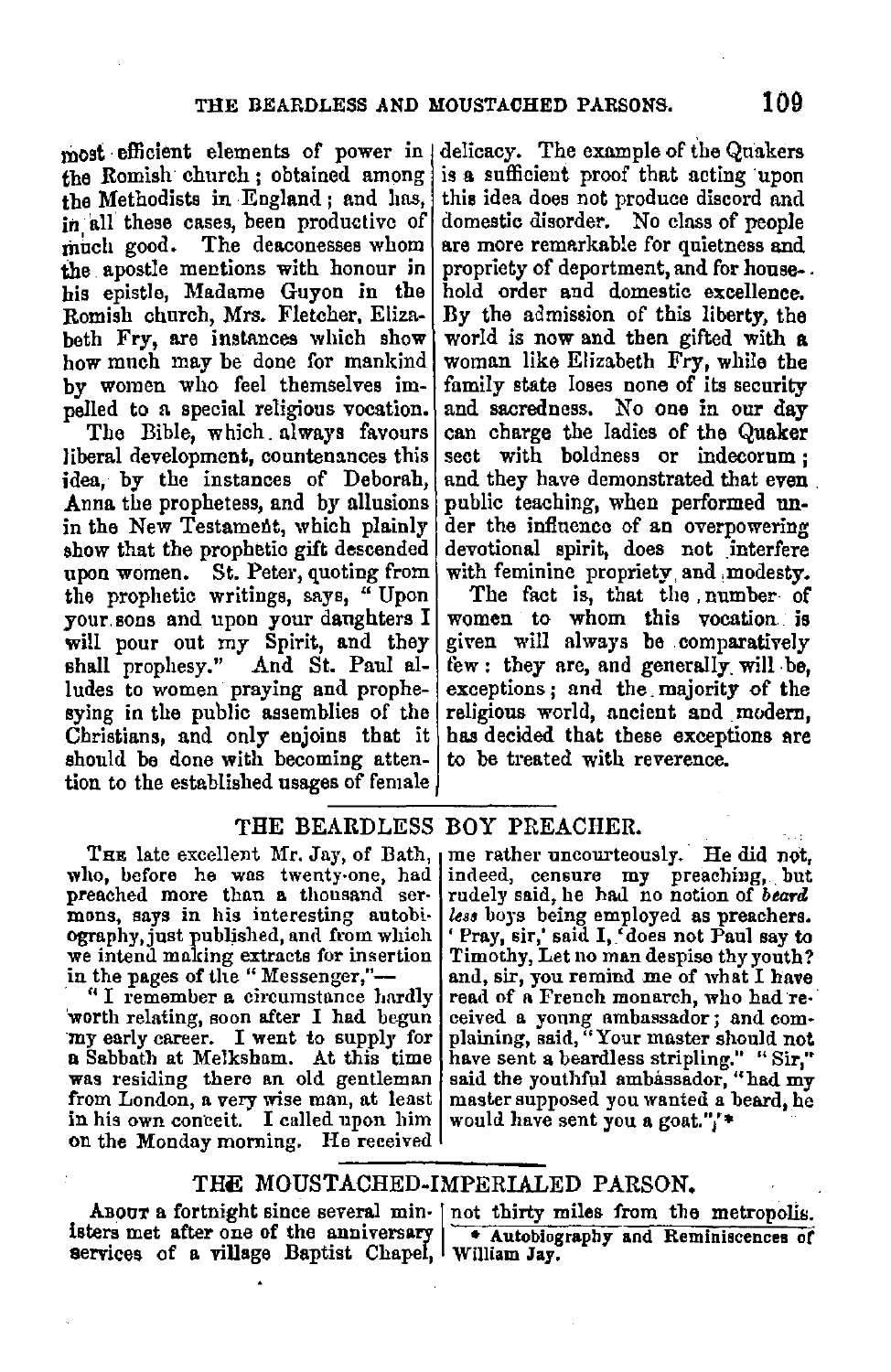most efficient elements of power in the Romish church; obtained among the Methodists in England; and has, in all these cases, been productive of much good. The deaconesses whom the apostle mentions with honour in his epistle, Madame Guyon in the Romish church, Mrs. Fletcher, Elizabeth Fry, are instances which show how much may be done for mankind by women who feel themselves impelled to a special religious vocation.

The Bible, which always favours liberal development, countenances this idea, by the instances of Deborah, Anna the prophetess, and by allusions in the New Testament, which plainly show that the prophetic gift descended upon women. St. Peter, quoting from the prophetic writings, says, "Upon your sons and upon your daughters I will pour out my Spirit, and they shall prophesy." And St. Paul alludes to women praying and prophesying in the public assemblies of the Christians, and only enjoins that it should be done with becoming attention to the established usages of female delicacy. The example of the Quakers is a sufficient proof that acting upon this idea does not produce discord and domestic disorder. No class of people are more remarkable for quietness and propriety of deportment, and for household order and domestic excellence. By the admission of this liberty, the world is now and then gifted with a woman like Elizabeth Fry, while the family state loses none of its security and sacredness. No one in our day can charge the ladies of the Quaker sect with boldness or indecorum; and they have demonstrated that even public teaching, when performed under the influence of an overpowering devotional spirit, does not interfere with feminine propriety and modesty.

The fact is, that the number of women to whom this vocation is given will always be comparatively few: they are, and generally will be, exceptions; and the majority of the religious world, ancient and modern, has decided that these exceptions are to be treated with reverence.

## THE BEARDLESS BOY PREACHER.

The late excellent Mr. Jay, of Bath, who, before he was twenty-one, had preached more than a thousand sermons, says in his interesting autobiography, just published, and from which we intend making extracts for insertion in the pages of the "Messenger,"—

"I remember a circumstance hardly worth relating, soon after I had begun my early career. I went to supply for a Sabbath at Melksham. At this time was residing there an old gentleman from London, a very wise man, at least in his own conceit. I called upon him on the Monday morning. He received me rather uncourteously. He did not, indeed, censure my preaching, but rudely said, he had no notion of *beardless* boys being employed as preachers. 'Pray, sir,' said I, 'does not Paul say to Timothy, Let no man despise thy youth? and, sir, you remind me of what I have read of a French monarch, who had received a young ambassador; and complaining, said, "Your master should not have sent a beardless stripling." "Sir," said the youthful ambassador, "had my master supposed you wanted a beard, he would have sent you a goat."'"*

## THE MOUSTACHED-IMPERIALED PARSON.

About a fortnight since several ministers met after one of the anniversary services of a village Baptist Chapel, not thirty miles from the metropolis.

* Autobiography and Reminiscences of William Jay.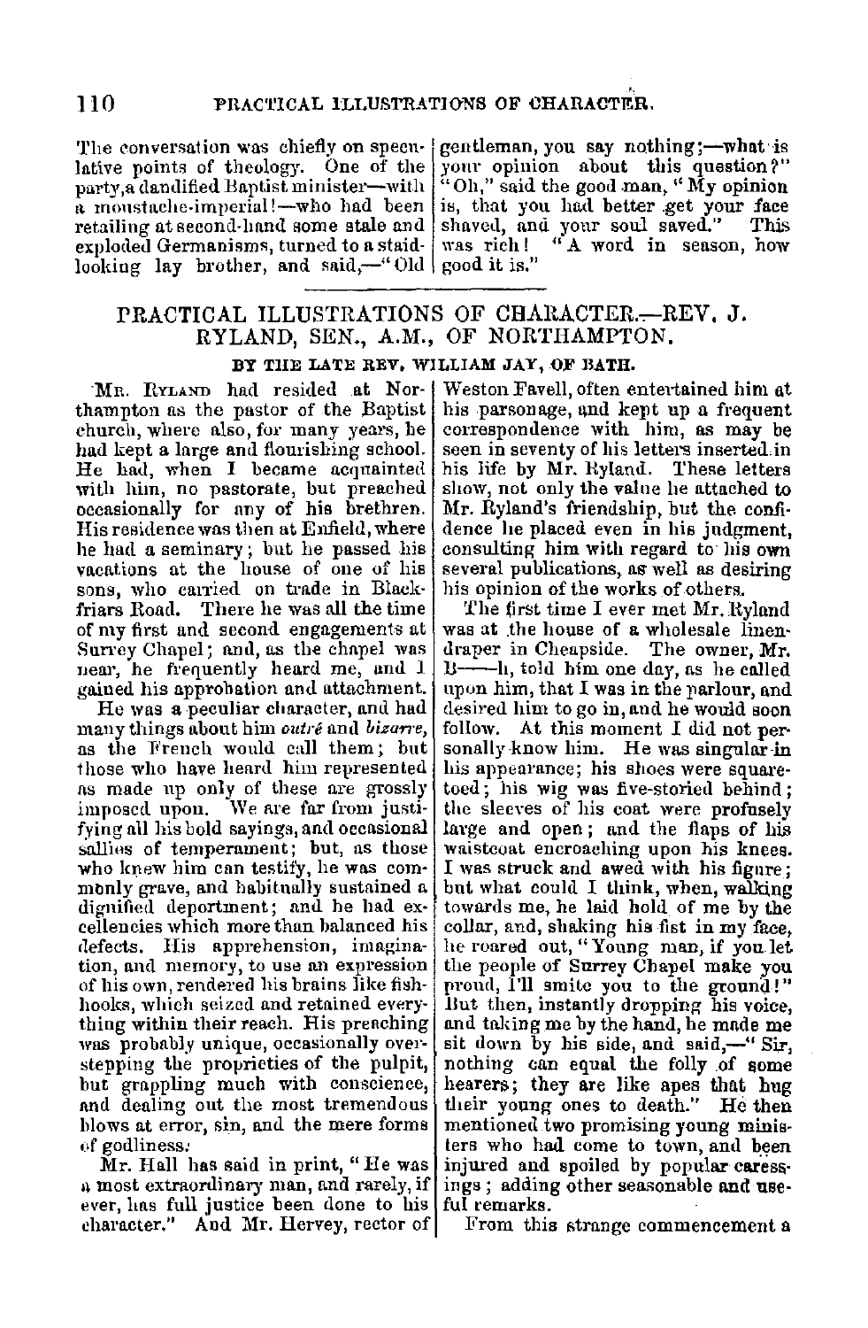The conversation was chiefly on speculative points of theology. One of the party, a dandified Baptist minister—with a moustache-imperial!—who had been retailing at second-hand some stale and exploded Germanisms, turned to a staid-looking lay brother, and said,—"Old gentleman, you say nothing;—what is your opinion about this question?" "Oh," said the good man, "My opinion is, that you had better get your face shaved, and your soul saved." This was rich! "A word in season, how good it is."

## PRACTICAL ILLUSTRATIONS OF CHARACTER.—REV. J. RYLAND, SEN., A.M., OF NORTHAMPTON.

### BY THE LATE REV. WILLIAM JAY, OF BATH.

Mr. Ryland had resided at Northampton as the pastor of the Baptist church, where also, for many years, he had kept a large and flourishing school. He had, when I became acquainted with him, no pastorate, but preached occasionally for any of his brethren. His residence was then at Enfield, where he had a seminary; but he passed his vacations at the house of one of his sons, who carried on trade in Blackfriars Road. There he was all the time of my first and second engagements at Surrey Chapel; and, as the chapel was near, he frequently heard me, and I gained his approbation and attachment.

He was a peculiar character, and had many things about him *outré* and *bizarre*, as the French would call them; but those who have heard him represented as made up only of these are grossly imposed upon. We are far from justifying all his bold sayings, and occasional sallies of temperament; but, as those who knew him can testify, he was commonly grave, and habitually sustained a dignified deportment; and he had excellencies which more than balanced his defects. His apprehension, imagination, and memory, to use an expression of his own, rendered his brains like fish-hooks, which seized and retained everything within their reach. His preaching was probably unique, occasionally overstepping the proprieties of the pulpit, but grappling much with conscience, and dealing out the most tremendous blows at error, sin, and the mere forms of godliness.

Mr. Hall has said in print, "He was a most extraordinary man, and rarely, if ever, has full justice been done to his character." And Mr. Hervey, rector of Weston Favell, often entertained him at his parsonage, and kept up a frequent correspondence with him, as may be seen in seventy of his letters inserted in his life by Mr. Ryland. These letters show, not only the value he attached to Mr. Ryland's friendship, but the confidence he placed even in his judgment, consulting him with regard to his own several publications, as well as desiring his opinion of the works of others.

The first time I ever met Mr. Ryland was at the house of a wholesale linen-draper in Cheapside. The owner, Mr. B——h, told him one day, as he called upon him, that I was in the parlour, and desired him to go in, and he would soon follow. At this moment I did not personally know him. He was singular in his appearance; his shoes were square-toed; his wig was five-storied behind; the sleeves of his coat were profusely large and open; and the flaps of his waistcoat encroaching upon his knees. I was struck and awed with his figure; but what could I think, when, walking towards me, he laid hold of me by the collar, and, shaking his fist in my face, he roared out, "Young man, if you let the people of Surrey Chapel make you proud, I'll smite you to the ground!" But then, instantly dropping his voice, and taking me by the hand, he made me sit down by his side, and said,—"Sir, nothing can equal the folly of some hearers; they are like apes that hug their young ones to death." He then mentioned two promising young ministers who had come to town, and been injured and spoiled by popular caressings; adding other seasonable and useful remarks.

From this strange commencement a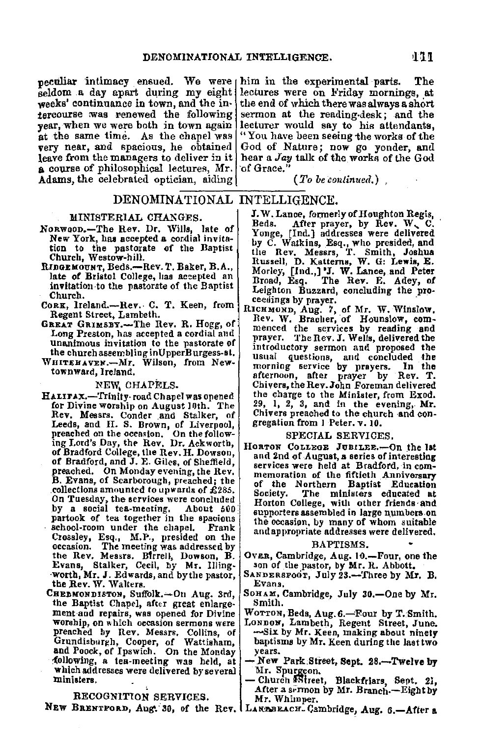peculiar intimacy ensued. We were seldom a day apart during my eight weeks' continuance in town, and the intercourse was renewed the following year, when we were both in town again at the same time. As the chapel was very near, and spacious, he obtained leave from the managers to deliver in it a course of philosophical lectures, Mr. Adams, the celebrated optician, aiding him in the experimental parts. The lectures were on Friday mornings, at the end of which there was always a short sermon at the reading-desk; and the lecturer would say to his attendants, "You have been seeing the works of the God of Nature; now go yonder, and hear a *Jay* talk of the works of the God of Grace."

(*To be continued.*)

# DENOMINATIONAL INTELLIGENCE.

## MINISTERIAL CHANGES.

NORWOOD.—The Rev. Dr. Wills, late of New York, has accepted a cordial invitation to the pastorate of the Baptist Church, Westow-hill.

RIDGEMOUNT, Beds.—Rev. T. Baker, B.A., late of Bristol College, has accepted an invitation to the pastorate of the Baptist Church.

CORK, Ireland.—Rev. C. T. Keen, from Regent Street, Lambeth.

GREAT GRIMSBY.—The Rev. R. Hogg, of Long Preston, has accepted a cordial and unanimous invitation to the pastorate of the church assembling in Upper Burgess-st.

WHITEHAVEN.—Mr. Wilson, from Newtownward, Ireland.

## NEW CHAPELS.

HALIFAX.—Trinity-road Chapel was opened for Divine worship on August 10th. The Rev. Messrs. Conder and Stalker, of Leeds, and H. S. Brown, of Liverpool, preached on the occasion. On the following Lord's Day, the Rev. Dr. Ackworth, of Bradford College, the Rev. H. Dowson, of Bradford, and J. E. Giles, of Sheffield, preached. On Monday evening, the Rev. B. Evans, of Scarborough, preached; the collections amounted to upwards of £285. On Tuesday, the services were concluded by a social tea-meeting. About 500 partook of tea together in the spacious school-room under the chapel. Frank Crossley, Esq., M.P., presided on the occasion. The meeting was addressed by the Rev. Messrs. Birrell, Dowson, B. Evans, Stalker, Cecil, by Mr. Illingworth, Mr. J. Edwards, and by the pastor, the Rev. W. Walters.

CHEDMONDISTON, Suffolk.—On Aug. 3rd, the Baptist Chapel, after great enlargement and repairs, was opened for Divine worship, on which occasion sermons were preached by Rev. Messrs. Collins, of Grundisburgh, Cooper, of Wattisham, and Poock, of Ipswich. On the Monday following, a tea-meeting was held, at which addresses were delivered by several ministers.

## RECOGNITION SERVICES.

NEW BRENTFORD, Aug. 30, of the Rev. J. W. Lance, formerly of Houghton Regis, Beds. After prayer, by Rev. W. C. Yonge, [Ind.] addresses were delivered by C. Watkins, Esq., who presided, and the Rev. Messrs. T. Smith, Joshua Russell, D. Katterns, W. G. Lewis, E. Morley, [Ind.,] J. W. Lance, and Peter Broad, Esq. The Rev. E. Adey, of Leighton Buzzard, concluding the proceedings by prayer.

RICHMOND, Aug. 7, of Mr. W. Winslow. Rev. W. Bracher, of Hounslow, commenced the services by reading and prayer. The Rev. J. Wells, delivered the introductory sermon and proposed the usual questions, and concluded the morning service by prayers. In the afternoon, after prayer by Rev. T. Chivers, the Rev. John Foreman delivered the charge to the Minister, from Exod. 29, 1, 2, 3, and in the evening, Mr. Chivers preached to the church and congregation from 1 Peter. v. 10.

## SPECIAL SERVICES.

HORTON COLLEGE JUBILEE.—On the 1st and 2nd of August, a series of interesting services were held at Bradford, in commemoration of the fiftieth Anniversary of the Northern Baptist Education Society. The ministers educated at Horton College, with other friends and supporters assembled in large numbers on the occasion, by many of whom suitable and appropriate addresses were delivered.

## BAPTISMS.

OVER, Cambridge, Aug. 10.—Four, one the son of the pastor, by Mr. R. Abbott.

SANDERSFOOT, July 23.—Three by Mr. B. Evans.

SOHAM, Cambridge, July 30.—One by Mr. Smith.

WOTTON, Beds, Aug. 6.—Four by T. Smith.

LONDON, Lambeth, Regent Street, June. —Six by Mr. Keen, making about ninety baptisms by Mr. Keen during the last two years.

— New Park Street, Sept. 28.—Twelve by Mr. Spurgeon.

— Church Street, Blackfriars, Sept. 21, After a sermon by Mr. Branch.—Eight by Mr. Whimper.

LANDBEACH, Cambridge, Aug. 6.—After a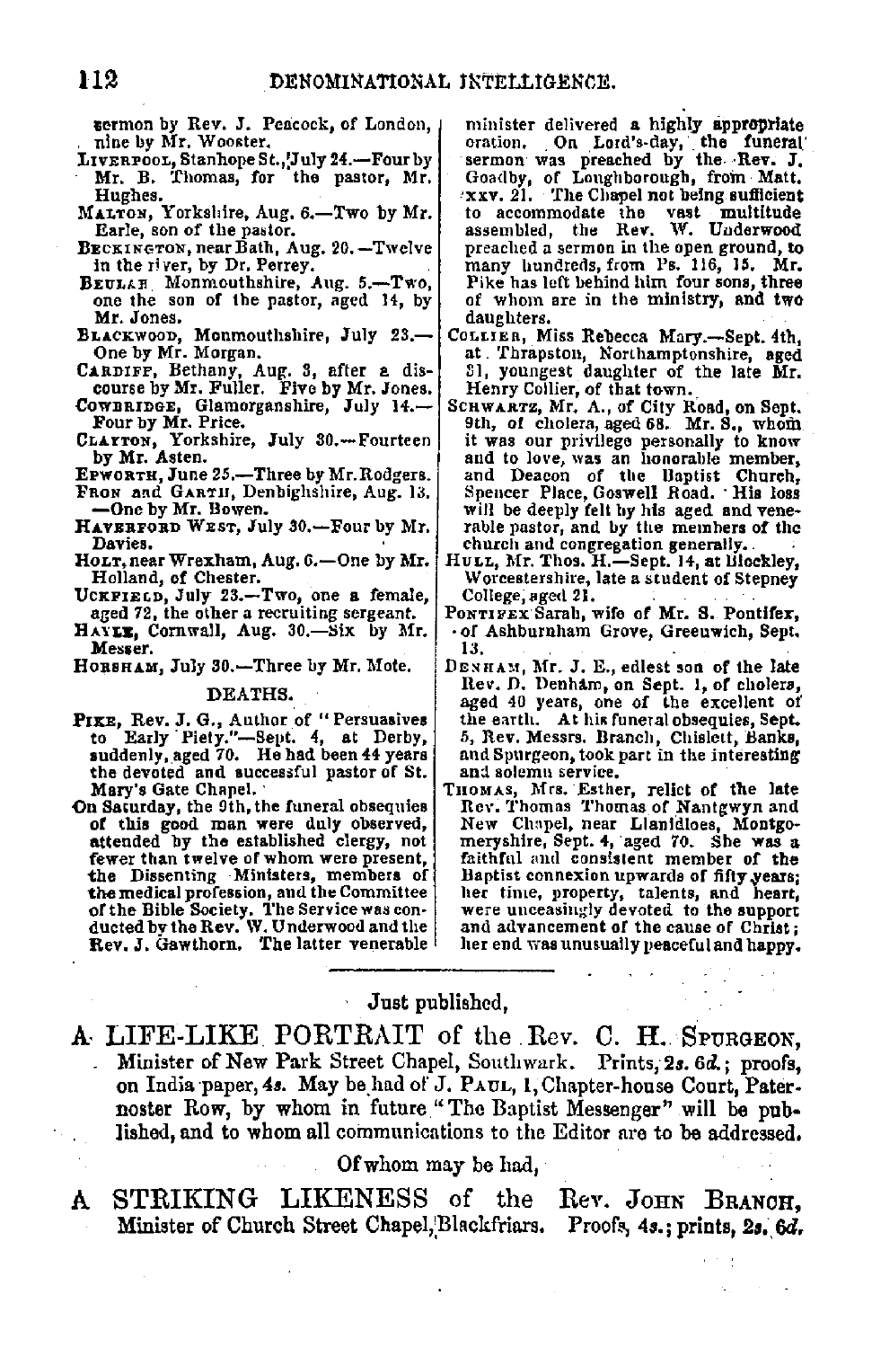sermon by Rev. J. Peacock, of London, nine by Mr. Wooster.

**Liverpool**, Stanhope St., July 24.—Four by Mr. B. Thomas, for the pastor, Mr. Hughes.

**Malton**, Yorkshire, Aug. 6.—Two by Mr. Earle, son of the pastor.

**Beckington**, near Bath, Aug. 20.—Twelve in the river, by Dr. Perrey.

**Beulah**, Monmouthshire, Aug. 5.—Two, one the son of the pastor, aged 14, by Mr. Jones.

**Blackwood**, Monmouthshire, July 23.—One by Mr. Morgan.

**Cardiff**, Bethany, Aug. 3, after a discourse by Mr. Fuller. Five by Mr. Jones.

**Cowbridge**, Glamorganshire, July 14.—Four by Mr. Price.

**Clayton**, Yorkshire, July 30.—Fourteen by Mr. Asten.

**Epworth**, June 25.—Three by Mr. Rodgers.

**Fron** and **Garth**, Denbighshire, Aug. 13.—One by Mr. Bowen.

**Haverford West**, July 30.—Four by Mr. Davies.

**Holt**, near Wrexham, Aug. 6.—One by Mr. Holland, of Chester.

**Uckfield**, July 23.—Two, one a female, aged 72, the other a recruiting sergeant.

**Hayle**, Cornwall, Aug. 30.—Six by Mr. Messer.

**Horsham**, July 30.—Three by Mr. Mote.

## DEATHS.

**Pike**, Rev. J. G., Author of "Persuasives to Early Piety."—Sept. 4, at Derby, suddenly, aged 70. He had been 44 years the devoted and successful pastor of St. Mary's Gate Chapel.

On Saturday, the 9th, the funeral obsequies of this good man were duly observed, attended by the established clergy, not fewer than twelve of whom were present, the Dissenting Ministers, members of the medical profession, and the Committee of the Bible Society. The Service was conducted by the Rev. W. Underwood and the Rev. J. Gawthorn. The latter venerable minister delivered a highly appropriate oration. On Lord's-day, the funeral sermon was preached by the Rev. J. Goadby, of Loughborough, from Matt. xxv. 21. The Chapel not being sufficient to accommodate the vast multitude assembled, the Rev. W. Underwood preached a sermon in the open ground, to many hundreds, from Ps. 116, 15. Mr. Pike has left behind him four sons, three of whom are in the ministry, and two daughters.

**Collier**, Miss Rebecca Mary.—Sept. 4th, at Thrapston, Northamptonshire, aged 21, youngest daughter of the late Mr. Henry Collier, of that town.

**Schwartz**, Mr. A., of City Road, on Sept. 9th, of cholera, aged 68. Mr. S., whom it was our privilege personally to know and to love, was an honorable member, and Deacon of the Baptist Church, Spencer Place, Goswell Road. His loss will be deeply felt by his aged and venerable pastor, and by the members of the church and congregation generally.

**Hull**, Mr. Thos. H.—Sept. 14, at Blockley, Worcestershire, late a student of Stepney College, aged 21.

**Pontifex** Sarah, wife of Mr. S. Pontifex, of Ashburnham Grove, Greenwich, Sept. 13.

**Denham**, Mr. J. E., eldest son of the late Rev. D. Denham, on Sept. 1, of cholera, aged 40 years, one of the excellent of the earth. At his funeral obsequies, Sept. 5, Rev. Messrs. Branch, Chislett, Banks, and Spurgeon, took part in the interesting and solemn service.

**Thomas**, Mrs. Esther, relict of the late Rev. Thomas Thomas of Nantgwyn and New Chapel, near Llanidloes, Montgomeryshire, Sept. 4, aged 70. She was a faithful and consistent member of the Baptist connexion upwards of fifty years; her time, property, talents, and heart, were unceasingly devoted to the support and advancement of the cause of Christ; her end was unusually peaceful and happy.

---

Just published,

**A LIFE-LIKE PORTRAIT of the Rev. C. H. Spurgeon,** Minister of New Park Street Chapel, Southwark. Prints, 2*s*. 6*d*.; proofs, on India paper, 4*s*. May be had of J. Paul, 1, Chapter-house Court, Paternoster Row, by whom in future "The Baptist Messenger" will be published, and to whom all communications to the Editor are to be addressed.

Of whom may be had,

**A STRIKING LIKENESS of the Rev. John Branch,** Minister of Church Street Chapel, Blackfriars. Proofs, 4*s*.; prints, 2*s*. 6*d*.